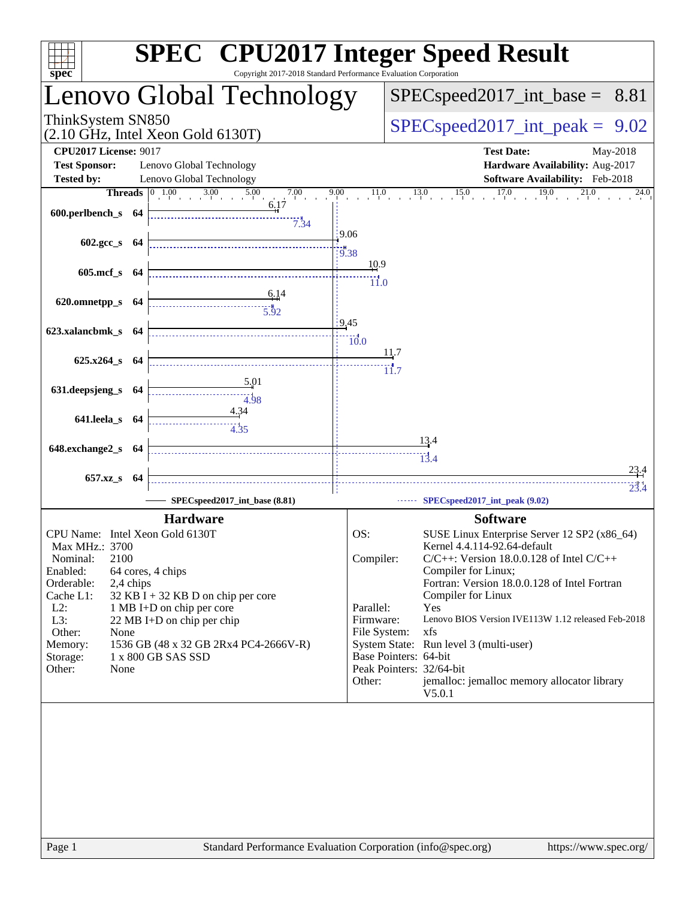# SPEC CPU2017 Integer Speed Result

Copyright 2017-2018 Standard Performance Evaluation Corporation

## Lenovo Global Technology

ThinkSystem SN850
(2.10 GHz, Intel Xeon Gold 6130T)

SPECspeed2017_int_base = 8.81

SPECspeed2017_int_peak = 9.02

| | | | |
|---|---|---|---|
| **CPU2017 License:** | 9017 | **Test Date:** | May-2018 |
| **Test Sponsor:** | Lenovo Global Technology | **Hardware Availability:** | Aug-2017 |
| **Tested by:** | Lenovo Global Technology | **Software Availability:** | Feb-2018 |

| Benchmark | Threads | Base | Peak |
|---|---|---|---|
| 600.perlbench_s | 64 | 6.17 | 7.34 |
| 602.gcc_s | 64 | 9.06 | 9.38 |
| 605.mcf_s | 64 | 10.9 | 11.0 |
| 620.omnetpp_s | 64 | 6.14 | 5.92 |
| 623.xalancbmk_s | 64 | 9.45 | 10.0 |
| 625.x264_s | 64 | 11.7 | 11.7 |
| 631.deepsjeng_s | 64 | 5.01 | 4.98 |
| 641.leela_s | 64 | 4.34 | 4.35 |
| 648.exchange2_s | 64 | 13.4 | 13.4 |
| 657.xz_s | 64 | 23.4 | 23.4 |

SPECspeed2017_int_base (8.81) — SPECspeed2017_int_peak (9.02)

### Hardware

| | |
|---|---|
| CPU Name: | Intel Xeon Gold 6130T |
| Max MHz.: | 3700 |
| Nominal: | 2100 |
| Enabled: | 64 cores, 4 chips |
| Orderable: | 2,4 chips |
| Cache L1: | 32 KB I + 32 KB D on chip per core |
| L2: | 1 MB I+D on chip per core |
| L3: | 22 MB I+D on chip per chip |
| Other: | None |
| Memory: | 1536 GB (48 x 32 GB 2Rx4 PC4-2666V-R) |
| Storage: | 1 x 800 GB SAS SSD |
| Other: | None |

### Software

| | |
|---|---|
| OS: | SUSE Linux Enterprise Server 12 SP2 (x86_64) Kernel 4.4.114-92.64-default |
| Compiler: | C/C++: Version 18.0.0.128 of Intel C/C++ Compiler for Linux; Fortran: Version 18.0.0.128 of Intel Fortran Compiler for Linux |
| Parallel: | Yes |
| Firmware: | Lenovo BIOS Version IVE113W 1.12 released Feb-2018 |
| File System: | xfs |
| System State: | Run level 3 (multi-user) |
| Base Pointers: | 64-bit |
| Peak Pointers: | 32/64-bit |
| Other: | jemalloc: jemalloc memory allocator library V5.0.1 |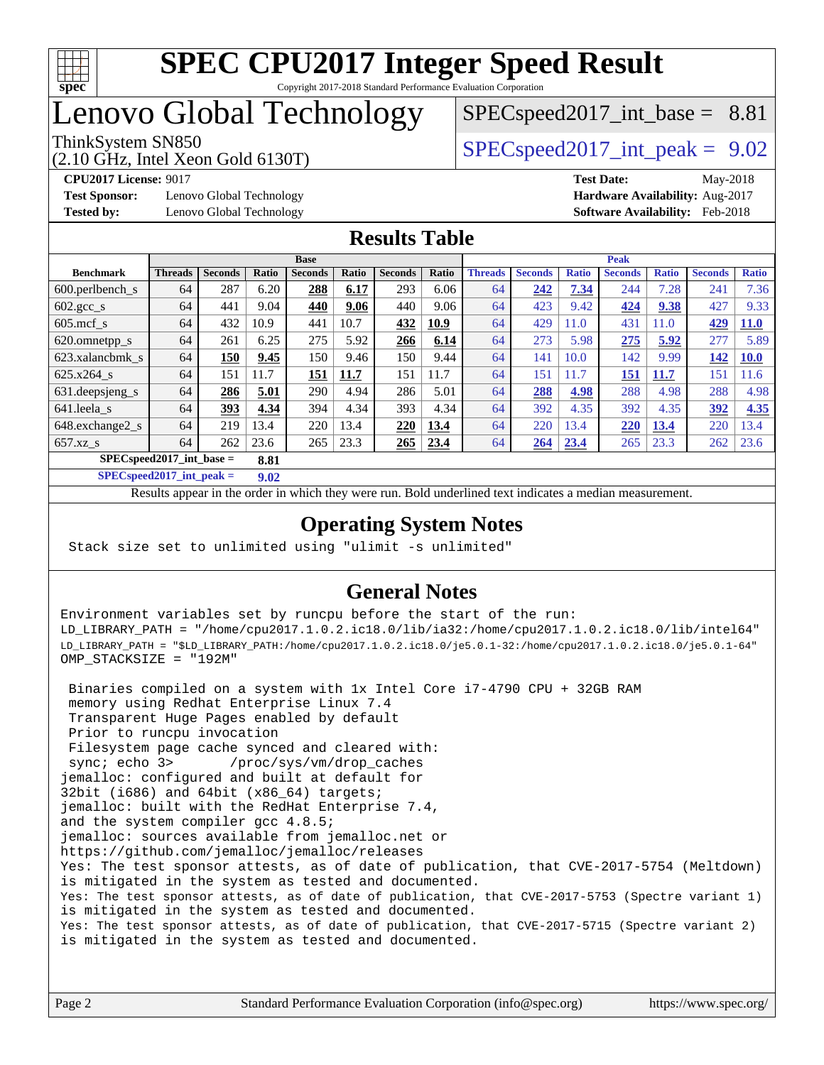# SPEC CPU2017 Integer Speed Result

Copyright 2017-2018 Standard Performance Evaluation Corporation

## Lenovo Global Technology

ThinkSystem SN850
(2.10 GHz, Intel Xeon Gold 6130T)

SPECspeed2017_int_base = 8.81

SPECspeed2017_int_peak = 9.02

**CPU2017 License:** 9017
**Test Sponsor:** Lenovo Global Technology
**Tested by:** Lenovo Global Technology

**Test Date:** May-2018
**Hardware Availability:** Aug-2017
**Software Availability:** Feb-2018

## Results Table

| | Base | | | | | | | Peak | | | | | | |
|---|---|---|---|---|---|---|---|---|---|---|---|---|---|---|
| **Benchmark** | **Threads** | **Seconds** | **Ratio** | **Seconds** | **Ratio** | **Seconds** | **Ratio** | **Threads** | **Seconds** | **Ratio** | **Seconds** | **Ratio** | **Seconds** | **Ratio** |
| 600.perlbench_s | 64 | 287 | 6.20 | **288** | **6.17** | 293 | 6.06 | 64 | **242** | **7.34** | 244 | 7.28 | 241 | 7.36 |
| 602.gcc_s | 64 | 441 | 9.04 | **440** | **9.06** | 440 | 9.06 | 64 | 423 | 9.42 | **424** | **9.38** | 427 | 9.33 |
| 605.mcf_s | 64 | 432 | 10.9 | 441 | 10.7 | **432** | **10.9** | 64 | 429 | 11.0 | 431 | 11.0 | **429** | **11.0** |
| 620.omnetpp_s | 64 | 261 | 6.25 | 275 | 5.92 | **266** | **6.14** | 64 | 273 | 5.98 | **275** | **5.92** | 277 | 5.89 |
| 623.xalancbmk_s | 64 | **150** | **9.45** | 150 | 9.46 | 150 | 9.44 | 64 | 141 | 10.0 | 142 | 9.99 | **142** | **10.0** |
| 625.x264_s | 64 | 151 | 11.7 | **151** | **11.7** | 151 | 11.7 | 64 | 151 | 11.7 | **151** | **11.7** | 151 | 11.6 |
| 631.deepsjeng_s | 64 | **286** | **5.01** | 290 | 4.94 | 286 | 5.01 | 64 | **288** | **4.98** | 288 | 4.98 | 288 | 4.98 |
| 641.leela_s | 64 | **393** | **4.34** | 394 | 4.34 | 393 | 4.34 | 64 | 392 | 4.35 | 392 | 4.35 | **392** | **4.35** |
| 648.exchange2_s | 64 | 219 | 13.4 | 220 | 13.4 | **220** | **13.4** | 64 | 220 | 13.4 | **220** | **13.4** | 220 | 13.4 |
| 657.xz_s | 64 | 262 | 23.6 | 265 | 23.3 | **265** | **23.4** | 64 | **264** | **23.4** | 265 | 23.3 | 262 | 23.6 |

**SPECspeed2017_int_base = 8.81**

**SPECspeed2017_int_peak = 9.02**

Results appear in the order in which they were run. Bold underlined text indicates a median measurement.

## Operating System Notes

```
Stack size set to unlimited using "ulimit -s unlimited"
```

## General Notes

```
Environment variables set by runcpu before the start of the run:
LD_LIBRARY_PATH = "/home/cpu2017.1.0.2.ic18.0/lib/ia32:/home/cpu2017.1.0.2.ic18.0/lib/intel64"
LD_LIBRARY_PATH = "$LD_LIBRARY_PATH:/home/cpu2017.1.0.2.ic18.0/je5.0.1-32:/home/cpu2017.1.0.2.ic18.0/je5.0.1-64"
OMP_STACKSIZE = "192M"

 Binaries compiled on a system with 1x Intel Core i7-4790 CPU + 32GB RAM
 memory using Redhat Enterprise Linux 7.4
 Transparent Huge Pages enabled by default
 Prior to runcpu invocation
 Filesystem page cache synced and cleared with:
 sync; echo 3>       /proc/sys/vm/drop_caches
jemalloc: configured and built at default for
32bit (i686) and 64bit (x86_64) targets;
jemalloc: built with the RedHat Enterprise 7.4,
and the system compiler gcc 4.8.5;
jemalloc: sources available from jemalloc.net or
https://github.com/jemalloc/jemalloc/releases
Yes: The test sponsor attests, as of date of publication, that CVE-2017-5754 (Meltdown)
is mitigated in the system as tested and documented.
Yes: The test sponsor attests, as of date of publication, that CVE-2017-5753 (Spectre variant 1)
is mitigated in the system as tested and documented.
Yes: The test sponsor attests, as of date of publication, that CVE-2017-5715 (Spectre variant 2)
is mitigated in the system as tested and documented.
```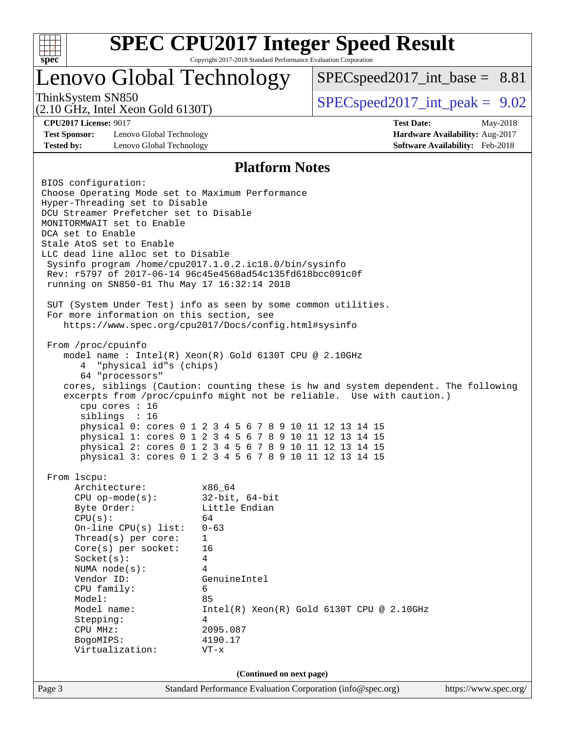# SPEC CPU2017 Integer Speed Result

Copyright 2017-2018 Standard Performance Evaluation Corporation

## Lenovo Global Technology

ThinkSystem SN850
(2.10 GHz, Intel Xeon Gold 6130T)

SPECspeed2017_int_base = 8.81

SPECspeed2017_int_peak = 9.02

**CPU2017 License:** 9017
**Test Sponsor:** Lenovo Global Technology
**Tested by:** Lenovo Global Technology

**Test Date:** May-2018
**Hardware Availability:** Aug-2017
**Software Availability:** Feb-2018

## Platform Notes

```
BIOS configuration:
Choose Operating Mode set to Maximum Performance
Hyper-Threading set to Disable
DCU Streamer Prefetcher set to Disable
MONITORMWAIT set to Enable
DCA set to Enable
Stale AtoS set to Enable
LLC dead line alloc set to Disable
 Sysinfo program /home/cpu2017.1.0.2.ic18.0/bin/sysinfo
 Rev: r5797 of 2017-06-14 96c45e4568ad54c135fd618bcc091c0f
 running on SN850-01 Thu May 17 16:32:14 2018

 SUT (System Under Test) info as seen by some common utilities.
 For more information on this section, see
    https://www.spec.org/cpu2017/Docs/config.html#sysinfo

 From /proc/cpuinfo
    model name : Intel(R) Xeon(R) Gold 6130T CPU @ 2.10GHz
       4  "physical id"s (chips)
       64 "processors"
    cores, siblings (Caution: counting these is hw and system dependent. The following
    excerpts from /proc/cpuinfo might not be reliable.  Use with caution.)
       cpu cores : 16
       siblings  : 16
       physical 0: cores 0 1 2 3 4 5 6 7 8 9 10 11 12 13 14 15
       physical 1: cores 0 1 2 3 4 5 6 7 8 9 10 11 12 13 14 15
       physical 2: cores 0 1 2 3 4 5 6 7 8 9 10 11 12 13 14 15
       physical 3: cores 0 1 2 3 4 5 6 7 8 9 10 11 12 13 14 15

 From lscpu:
      Architecture:          x86_64
      CPU op-mode(s):        32-bit, 64-bit
      Byte Order:            Little Endian
      CPU(s):                64
      On-line CPU(s) list:   0-63
      Thread(s) per core:    1
      Core(s) per socket:    16
      Socket(s):             4
      NUMA node(s):          4
      Vendor ID:             GenuineIntel
      CPU family:            6
      Model:                 85
      Model name:            Intel(R) Xeon(R) Gold 6130T CPU @ 2.10GHz
      Stepping:              4
      CPU MHz:               2095.087
      BogoMIPS:              4190.17
      Virtualization:        VT-x
```

(Continued on next page)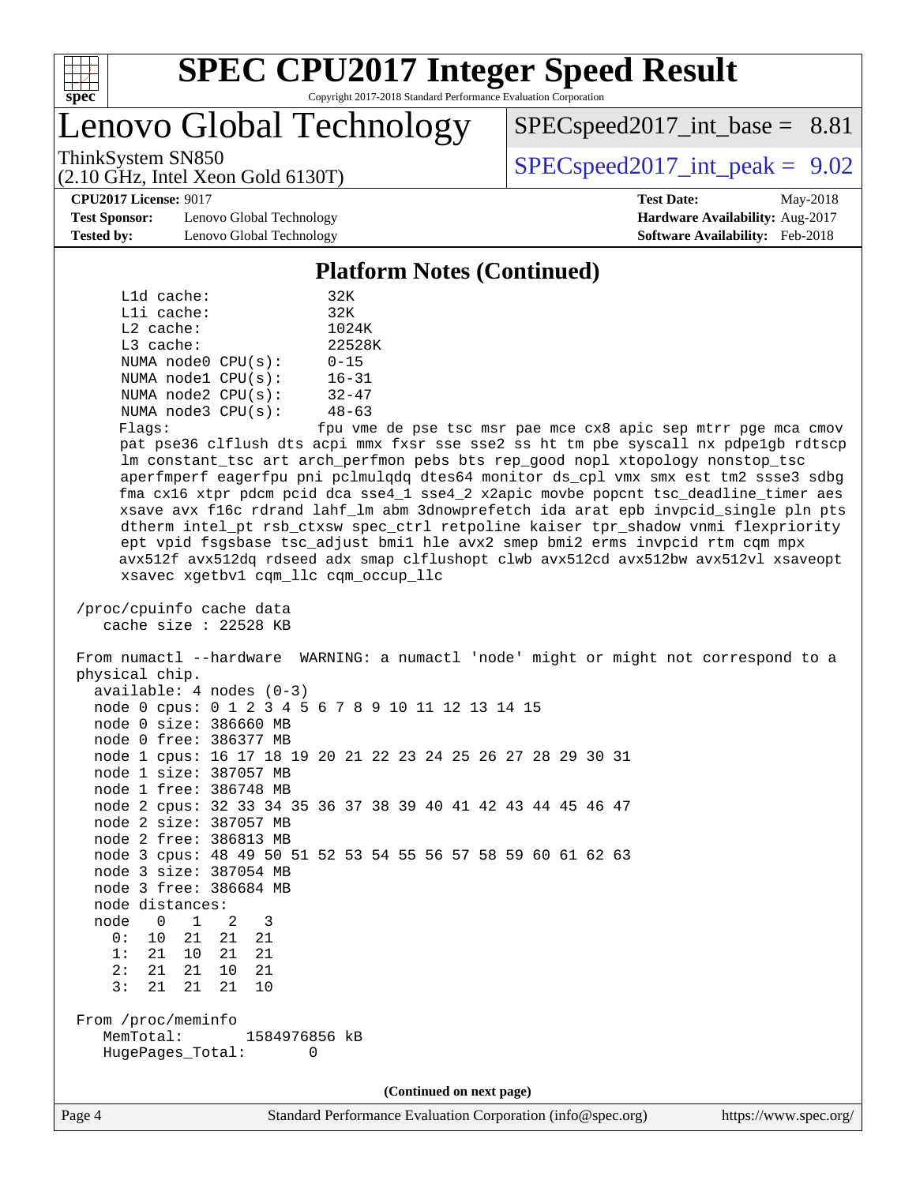# SPEC CPU2017 Integer Speed Result

Copyright 2017-2018 Standard Performance Evaluation Corporation

## Lenovo Global Technology

ThinkSystem SN850
(2.10 GHz, Intel Xeon Gold 6130T)

SPECspeed2017_int_base = 8.81

SPECspeed2017_int_peak = 9.02

**CPU2017 License:** 9017
**Test Sponsor:** Lenovo Global Technology
**Tested by:** Lenovo Global Technology

**Test Date:** May-2018
**Hardware Availability:** Aug-2017
**Software Availability:** Feb-2018

### Platform Notes (Continued)

```
     L1d cache:               32K
     L1i cache:               32K
     L2 cache:                1024K
     L3 cache:                22528K
     NUMA node0 CPU(s):       0-15
     NUMA node1 CPU(s):       16-31
     NUMA node2 CPU(s):       32-47
     NUMA node3 CPU(s):       48-63
     Flags:                   fpu vme de pse tsc msr pae mce cx8 apic sep mtrr pge mca cmov
     pat pse36 clflush dts acpi mmx fxsr sse sse2 ss ht tm pbe syscall nx pdpe1gb rdtscp
     lm constant_tsc art arch_perfmon pebs bts rep_good nopl xtopology nonstop_tsc
     aperfmperf eagerfpu pni pclmulqdq dtes64 monitor ds_cpl vmx smx est tm2 ssse3 sdbg
     fma cx16 xtpr pdcm pcid dca sse4_1 sse4_2 x2apic movbe popcnt tsc_deadline_timer aes
     xsave avx f16c rdrand lahf_lm abm 3dnowprefetch ida arat epb invpcid_single pln pts
     dtherm intel_pt rsb_ctxsw spec_ctrl retpoline kaiser tpr_shadow vnmi flexpriority
     ept vpid fsgsbase tsc_adjust bmi1 hle avx2 smep bmi2 erms invpcid rtm cqm mpx
     avx512f avx512dq rdseed adx smap clflushopt clwb avx512cd avx512bw avx512vl xsaveopt
     xsavec xgetbv1 cqm_llc cqm_occup_llc

 /proc/cpuinfo cache data
    cache size : 22528 KB

 From numactl --hardware  WARNING: a numactl 'node' might or might not correspond to a
 physical chip.
   available: 4 nodes (0-3)
   node 0 cpus: 0 1 2 3 4 5 6 7 8 9 10 11 12 13 14 15
   node 0 size: 386660 MB
   node 0 free: 386377 MB
   node 1 cpus: 16 17 18 19 20 21 22 23 24 25 26 27 28 29 30 31
   node 1 size: 387057 MB
   node 1 free: 386748 MB
   node 2 cpus: 32 33 34 35 36 37 38 39 40 41 42 43 44 45 46 47
   node 2 size: 387057 MB
   node 2 free: 386813 MB
   node 3 cpus: 48 49 50 51 52 53 54 55 56 57 58 59 60 61 62 63
   node 3 size: 387054 MB
   node 3 free: 386684 MB
   node distances:
   node   0   1   2   3
     0:  10  21  21  21
     1:  21  10  21  21
     2:  21  21  10  21
     3:  21  21  21  10

 From /proc/meminfo
    MemTotal:       1584976856 kB
    HugePages_Total:        0
```

(Continued on next page)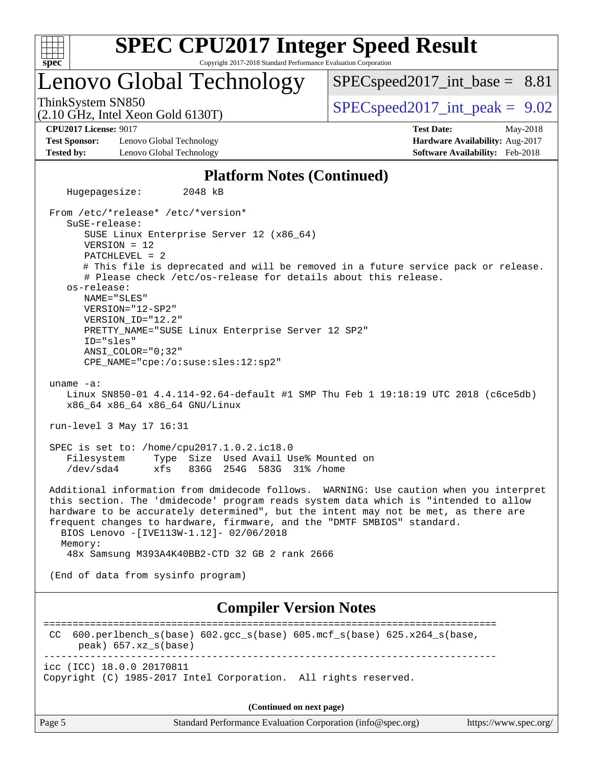## Platform Notes (Continued)

```
   Hugepagesize:       2048 kB

 From /etc/*release* /etc/*version*
    SuSE-release:
       SUSE Linux Enterprise Server 12 (x86_64)
       VERSION = 12
       PATCHLEVEL = 2
       # This file is deprecated and will be removed in a future service pack or release.
       # Please check /etc/os-release for details about this release.
    os-release:
       NAME="SLES"
       VERSION="12-SP2"
       VERSION_ID="12.2"
       PRETTY_NAME="SUSE Linux Enterprise Server 12 SP2"
       ID="sles"
       ANSI_COLOR="0;32"
       CPE_NAME="cpe:/o:suse:sles:12:sp2"

 uname -a:
    Linux SN850-01 4.4.114-92.64-default #1 SMP Thu Feb 1 19:18:19 UTC 2018 (c6ce5db)
    x86_64 x86_64 x86_64 GNU/Linux

 run-level 3 May 17 16:31

 SPEC is set to: /home/cpu2017.1.0.2.ic18.0
    Filesystem     Type  Size  Used Avail Use% Mounted on
    /dev/sda4      xfs   836G  254G  583G  31% /home

 Additional information from dmidecode follows.  WARNING: Use caution when you interpret
 this section. The 'dmidecode' program reads system data which is "intended to allow
 hardware to be accurately determined", but the intent may not be met, as there are
 frequent changes to hardware, firmware, and the "DMTF SMBIOS" standard.
   BIOS Lenovo -[IVE113W-1.12]- 02/06/2018
   Memory:
    48x Samsung M393A4K40BB2-CTD 32 GB 2 rank 2666

 (End of data from sysinfo program)
```

## Compiler Version Notes

```
==============================================================================
 CC  600.perlbench_s(base) 602.gcc_s(base) 605.mcf_s(base) 625.x264_s(base,
      peak) 657.xz_s(base)
------------------------------------------------------------------------------
icc (ICC) 18.0.0 20170811
Copyright (C) 1985-2017 Intel Corporation.  All rights reserved.
```

(Continued on next page)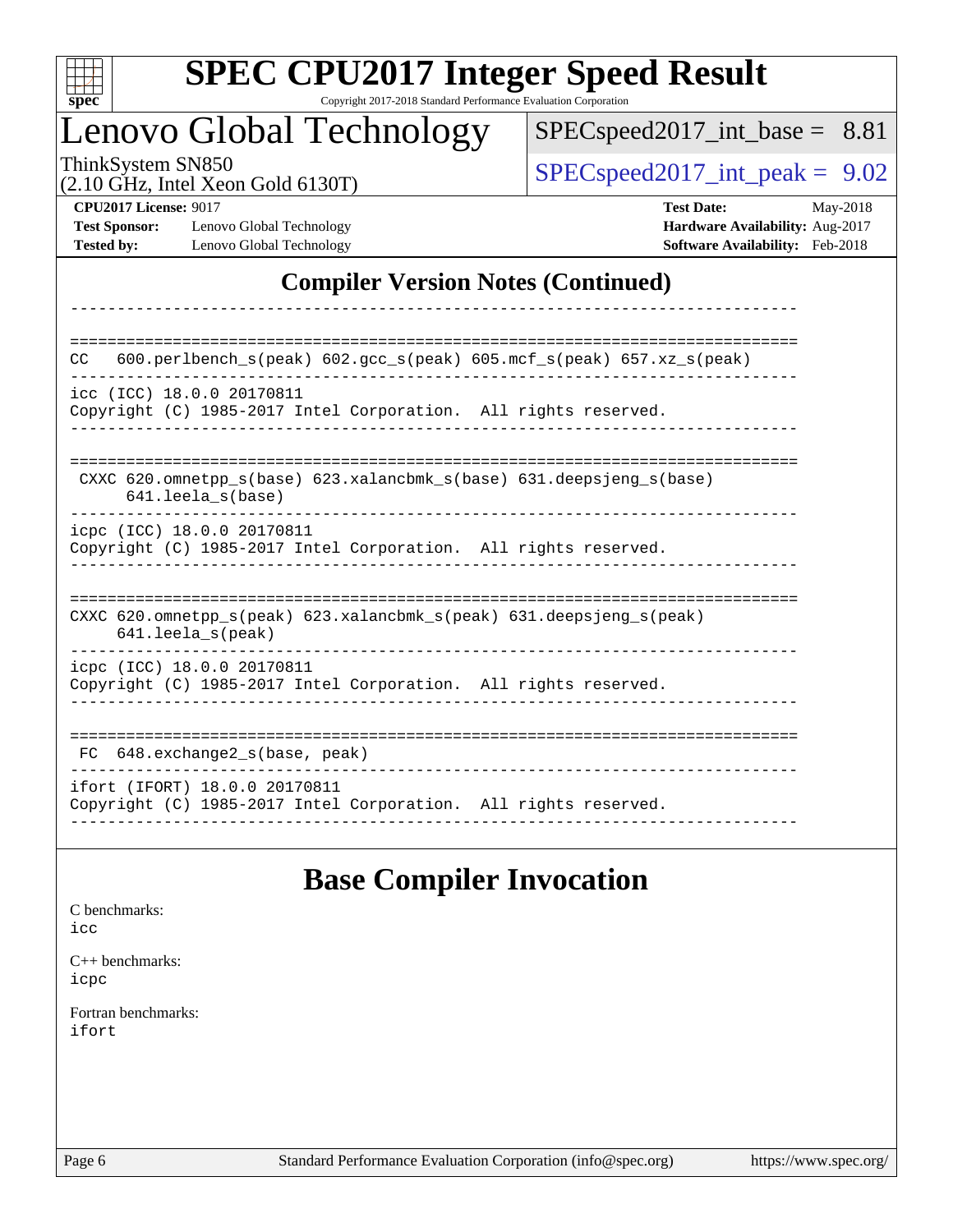## Compiler Version Notes (Continued)

```
------------------------------------------------------------------------------

==============================================================================
CC   600.perlbench_s(peak) 602.gcc_s(peak) 605.mcf_s(peak) 657.xz_s(peak)
------------------------------------------------------------------------------
icc (ICC) 18.0.0 20170811
Copyright (C) 1985-2017 Intel Corporation.  All rights reserved.
------------------------------------------------------------------------------

==============================================================================
 CXXC 620.omnetpp_s(base) 623.xalancbmk_s(base) 631.deepsjeng_s(base)
      641.leela_s(base)
------------------------------------------------------------------------------
icpc (ICC) 18.0.0 20170811
Copyright (C) 1985-2017 Intel Corporation.  All rights reserved.
------------------------------------------------------------------------------

==============================================================================
CXXC 620.omnetpp_s(peak) 623.xalancbmk_s(peak) 631.deepsjeng_s(peak)
     641.leela_s(peak)
------------------------------------------------------------------------------
icpc (ICC) 18.0.0 20170811
Copyright (C) 1985-2017 Intel Corporation.  All rights reserved.
------------------------------------------------------------------------------

==============================================================================
 FC  648.exchange2_s(base, peak)
------------------------------------------------------------------------------
ifort (IFORT) 18.0.0 20170811
Copyright (C) 1985-2017 Intel Corporation.  All rights reserved.
------------------------------------------------------------------------------
```

## Base Compiler Invocation

C benchmarks:
icc

C++ benchmarks:
icpc

Fortran benchmarks:
ifort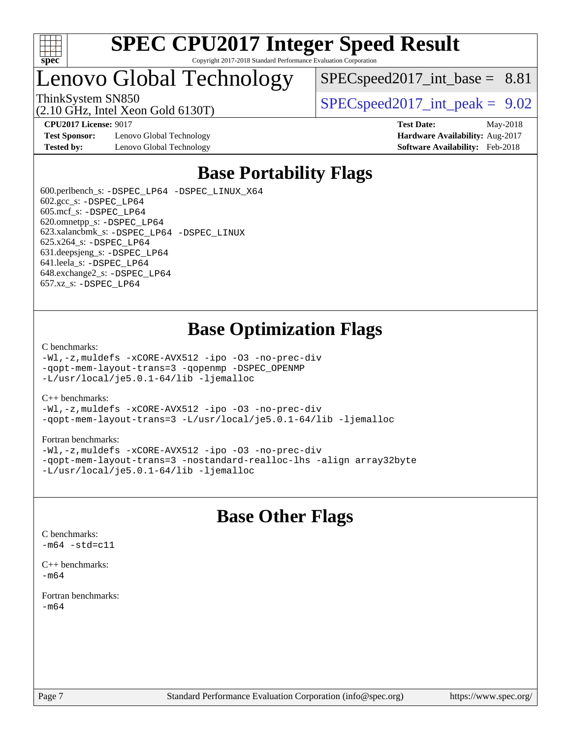# SPEC CPU2017 Integer Speed Result

Copyright 2017-2018 Standard Performance Evaluation Corporation

# Lenovo Global Technology

ThinkSystem SN850
(2.10 GHz, Intel Xeon Gold 6130T)

SPECspeed2017_int_base = 8.81

SPECspeed2017_int_peak = 9.02

**CPU2017 License:** 9017
**Test Sponsor:** Lenovo Global Technology
**Tested by:** Lenovo Global Technology

**Test Date:** May-2018
**Hardware Availability:** Aug-2017
**Software Availability:** Feb-2018

## Base Portability Flags

600.perlbench_s: `-DSPEC_LP64 -DSPEC_LINUX_X64`
602.gcc_s: `-DSPEC_LP64`
605.mcf_s: `-DSPEC_LP64`
620.omnetpp_s: `-DSPEC_LP64`
623.xalancbmk_s: `-DSPEC_LP64 -DSPEC_LINUX`
625.x264_s: `-DSPEC_LP64`
631.deepsjeng_s: `-DSPEC_LP64`
641.leela_s: `-DSPEC_LP64`
648.exchange2_s: `-DSPEC_LP64`
657.xz_s: `-DSPEC_LP64`

## Base Optimization Flags

C benchmarks:
```
-Wl,-z,muldefs -xCORE-AVX512 -ipo -O3 -no-prec-div
-qopt-mem-layout-trans=3 -qopenmp -DSPEC_OPENMP
-L/usr/local/je5.0.1-64/lib -ljemalloc
```

C++ benchmarks:
```
-Wl,-z,muldefs -xCORE-AVX512 -ipo -O3 -no-prec-div
-qopt-mem-layout-trans=3 -L/usr/local/je5.0.1-64/lib -ljemalloc
```

Fortran benchmarks:
```
-Wl,-z,muldefs -xCORE-AVX512 -ipo -O3 -no-prec-div
-qopt-mem-layout-trans=3 -nostandard-realloc-lhs -align array32byte
-L/usr/local/je5.0.1-64/lib -ljemalloc
```

## Base Other Flags

C benchmarks:
```
-m64 -std=c11
```

C++ benchmarks:
```
-m64
```

Fortran benchmarks:
```
-m64
```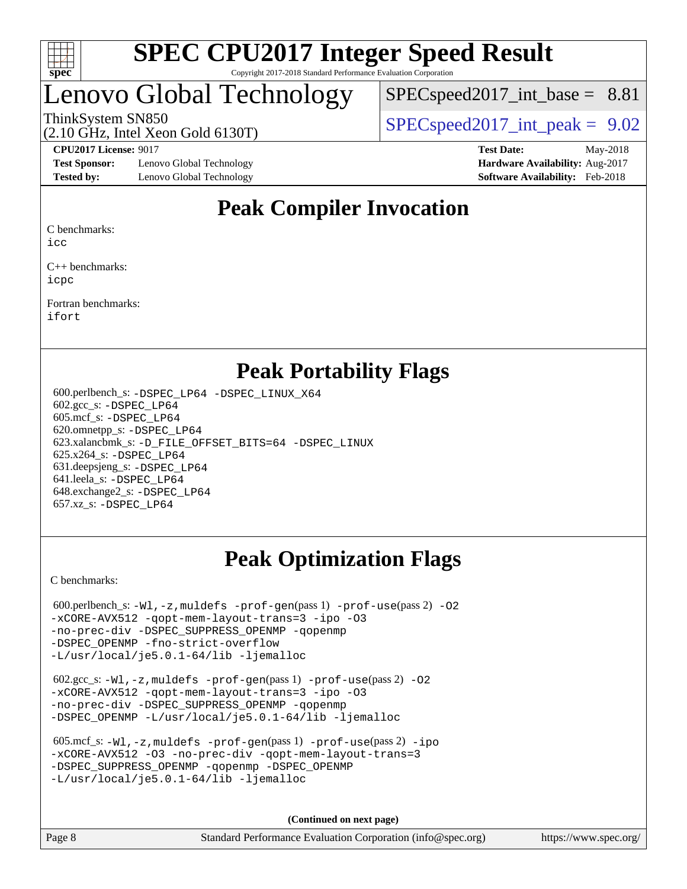# SPEC CPU2017 Integer Speed Result

Copyright 2017-2018 Standard Performance Evaluation Corporation

# Lenovo Global Technology

ThinkSystem SN850
(2.10 GHz, Intel Xeon Gold 6130T)

SPECspeed2017_int_base = 8.81

SPECspeed2017_int_peak = 9.02

**CPU2017 License:** 9017
**Test Sponsor:** Lenovo Global Technology
**Tested by:** Lenovo Global Technology

**Test Date:** May-2018
**Hardware Availability:** Aug-2017
**Software Availability:** Feb-2018

## Peak Compiler Invocation

C benchmarks:
icc

C++ benchmarks:
icpc

Fortran benchmarks:
ifort

## Peak Portability Flags

600.perlbench_s: -DSPEC_LP64 -DSPEC_LINUX_X64
602.gcc_s: -DSPEC_LP64
605.mcf_s: -DSPEC_LP64
620.omnetpp_s: -DSPEC_LP64
623.xalancbmk_s: -D_FILE_OFFSET_BITS=64 -DSPEC_LINUX
625.x264_s: -DSPEC_LP64
631.deepsjeng_s: -DSPEC_LP64
641.leela_s: -DSPEC_LP64
648.exchange2_s: -DSPEC_LP64
657.xz_s: -DSPEC_LP64

## Peak Optimization Flags

C benchmarks:

600.perlbench_s: -Wl,-z,muldefs -prof-gen(pass 1) -prof-use(pass 2) -O2 -xCORE-AVX512 -qopt-mem-layout-trans=3 -ipo -O3 -no-prec-div -DSPEC_SUPPRESS_OPENMP -qopenmp -DSPEC_OPENMP -fno-strict-overflow -L/usr/local/je5.0.1-64/lib -ljemalloc

602.gcc_s: -Wl,-z,muldefs -prof-gen(pass 1) -prof-use(pass 2) -O2 -xCORE-AVX512 -qopt-mem-layout-trans=3 -ipo -O3 -no-prec-div -DSPEC_SUPPRESS_OPENMP -qopenmp -DSPEC_OPENMP -L/usr/local/je5.0.1-64/lib -ljemalloc

605.mcf_s: -Wl,-z,muldefs -prof-gen(pass 1) -prof-use(pass 2) -ipo -xCORE-AVX512 -O3 -no-prec-div -qopt-mem-layout-trans=3 -DSPEC_SUPPRESS_OPENMP -qopenmp -DSPEC_OPENMP -L/usr/local/je5.0.1-64/lib -ljemalloc

**(Continued on next page)**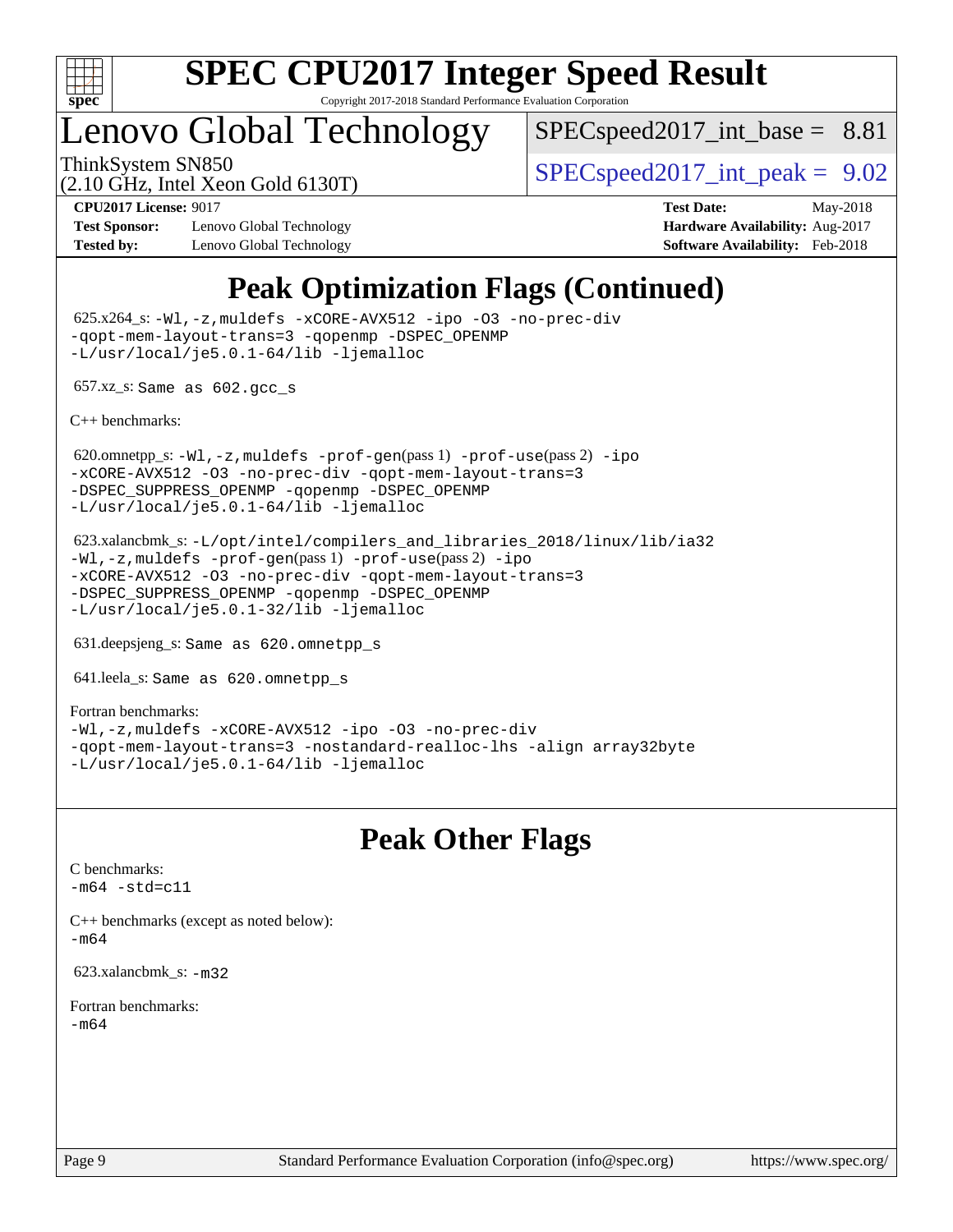# SPEC CPU2017 Integer Speed Result

Copyright 2017-2018 Standard Performance Evaluation Corporation

## Lenovo Global Technology

ThinkSystem SN850
(2.10 GHz, Intel Xeon Gold 6130T)

SPECspeed2017_int_base = 8.81

SPECspeed2017_int_peak = 9.02

**CPU2017 License:** 9017
**Test Sponsor:** Lenovo Global Technology
**Tested by:** Lenovo Global Technology

**Test Date:** May-2018
**Hardware Availability:** Aug-2017
**Software Availability:** Feb-2018

## Peak Optimization Flags (Continued)

625.x264_s: `-Wl,-z,muldefs -xCORE-AVX512 -ipo -O3 -no-prec-div -qopt-mem-layout-trans=3 -qopenmp -DSPEC_OPENMP -L/usr/local/je5.0.1-64/lib -ljemalloc`

657.xz_s: `Same as 602.gcc_s`

C++ benchmarks:

620.omnetpp_s: `-Wl,-z,muldefs -prof-gen`(pass 1) `-prof-use`(pass 2) `-ipo -xCORE-AVX512 -O3 -no-prec-div -qopt-mem-layout-trans=3 -DSPEC_SUPPRESS_OPENMP -qopenmp -DSPEC_OPENMP -L/usr/local/je5.0.1-64/lib -ljemalloc`

623.xalancbmk_s: `-L/opt/intel/compilers_and_libraries_2018/linux/lib/ia32 -Wl,-z,muldefs -prof-gen`(pass 1) `-prof-use`(pass 2) `-ipo -xCORE-AVX512 -O3 -no-prec-div -qopt-mem-layout-trans=3 -DSPEC_SUPPRESS_OPENMP -qopenmp -DSPEC_OPENMP -L/usr/local/je5.0.1-32/lib -ljemalloc`

631.deepsjeng_s: `Same as 620.omnetpp_s`

641.leela_s: `Same as 620.omnetpp_s`

Fortran benchmarks:
`-Wl,-z,muldefs -xCORE-AVX512 -ipo -O3 -no-prec-div -qopt-mem-layout-trans=3 -nostandard-realloc-lhs -align array32byte -L/usr/local/je5.0.1-64/lib -ljemalloc`

## Peak Other Flags

C benchmarks:
`-m64 -std=c11`

C++ benchmarks (except as noted below):
`-m64`

623.xalancbmk_s: `-m32`

Fortran benchmarks:
`-m64`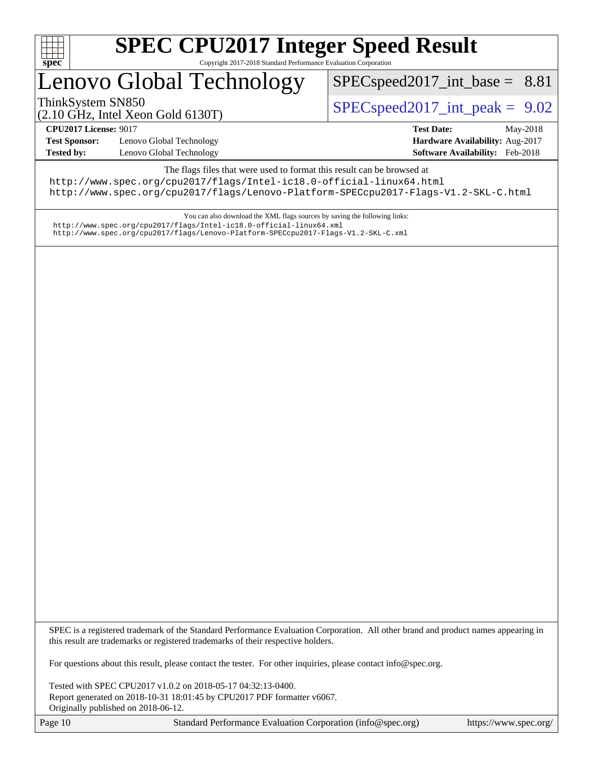The flags files that were used to format this result can be browsed at
http://www.spec.org/cpu2017/flags/Intel-ic18.0-official-linux64.html
http://www.spec.org/cpu2017/flags/Lenovo-Platform-SPECcpu2017-Flags-V1.2-SKL-C.html

You can also download the XML flags sources by saving the following links:
http://www.spec.org/cpu2017/flags/Intel-ic18.0-official-linux64.xml
http://www.spec.org/cpu2017/flags/Lenovo-Platform-SPECcpu2017-Flags-V1.2-SKL-C.xml

SPEC is a registered trademark of the Standard Performance Evaluation Corporation. All other brand and product names appearing in this result are trademarks or registered trademarks of their respective holders.

For questions about this result, please contact the tester. For other inquiries, please contact info@spec.org.

Tested with SPEC CPU2017 v1.0.2 on 2018-05-17 04:32:13-0400.
Report generated on 2018-10-31 18:01:45 by CPU2017 PDF formatter v6067.
Originally published on 2018-06-12.